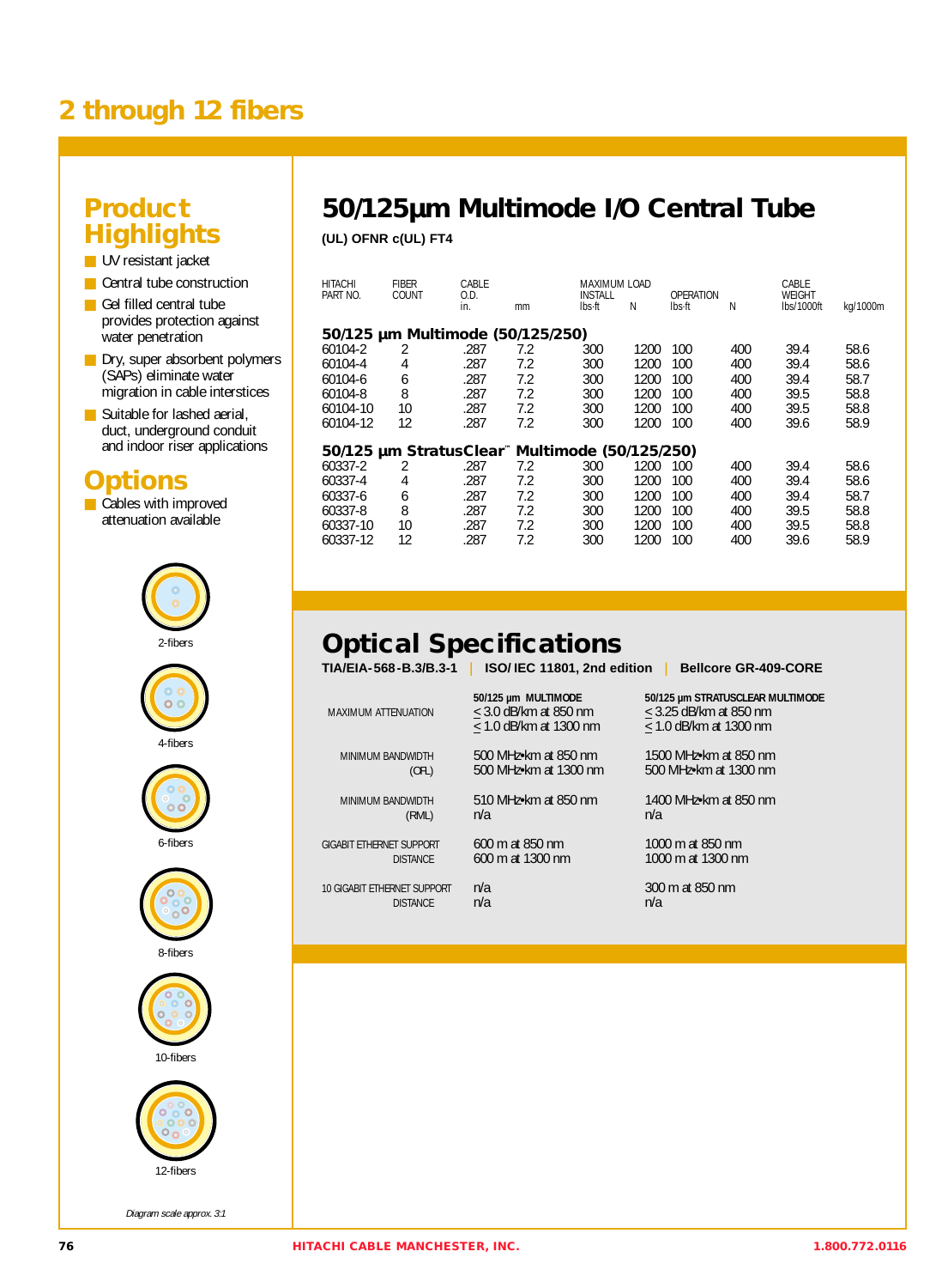# 2 through 12 fibers

## Product Highlights

- UV resistant jacket
- Central tube construction
- Gel filled central tube provides protection against water penetration
- Dry, super absorbent polymers (SAPs) eliminate water migration in cable interstices
- Suitable for lashed aerial, duct, underground conduit and indoor riser applications

## Options

- Cables with improved attenuation available

2-fibers

4-fibers

6-fibers

8-fibers

10-fibers

12-fibers

*Diagram scale approx. 3:1*

## 50/125µm Multimode I/O Central Tube

**(UL) OFNR c(UL) FT4**

| HITACHI PART NO. | FIBER COUNT | CABLE O.D. in. | mm | MAXIMUM LOAD INSTALL lbs-ft | N | OPERATION lbs-ft | N | CABLE WEIGHT lbs/1000ft | kg/1000m |
|---|---|---|---|---|---|---|---|---|---|
| **50/125 µm Multimode (50/125/250)** | | | | | | | | | |
| 60104-2 | 2 | .287 | 7.2 | 300 | 1200 | 100 | 400 | 39.4 | 58.6 |
| 60104-4 | 4 | .287 | 7.2 | 300 | 1200 | 100 | 400 | 39.4 | 58.6 |
| 60104-6 | 6 | .287 | 7.2 | 300 | 1200 | 100 | 400 | 39.4 | 58.7 |
| 60104-8 | 8 | .287 | 7.2 | 300 | 1200 | 100 | 400 | 39.5 | 58.8 |
| 60104-10 | 10 | .287 | 7.2 | 300 | 1200 | 100 | 400 | 39.5 | 58.8 |
| 60104-12 | 12 | .287 | 7.2 | 300 | 1200 | 100 | 400 | 39.6 | 58.9 |
| **50/125 µm StratusClear™ Multimode (50/125/250)** | | | | | | | | | |
| 60337-2 | 2 | .287 | 7.2 | 300 | 1200 | 100 | 400 | 39.4 | 58.6 |
| 60337-4 | 4 | .287 | 7.2 | 300 | 1200 | 100 | 400 | 39.4 | 58.6 |
| 60337-6 | 6 | .287 | 7.2 | 300 | 1200 | 100 | 400 | 39.4 | 58.7 |
| 60337-8 | 8 | .287 | 7.2 | 300 | 1200 | 100 | 400 | 39.5 | 58.8 |
| 60337-10 | 10 | .287 | 7.2 | 300 | 1200 | 100 | 400 | 39.5 | 58.8 |
| 60337-12 | 12 | .287 | 7.2 | 300 | 1200 | 100 | 400 | 39.6 | 58.9 |

## Optical Specifications

**TIA/EIA-568-B.3/B.3-1 | ISO/IEC 11801, 2nd edition | Bellcore GR-409-CORE**

| | 50/125 µm MULTIMODE | 50/125 µm STRATUSCLEAR MULTIMODE |
|---|---|---|
| MAXIMUM ATTENUATION | ≤ 3.0 dB/km at 850 nm<br>≤ 1.0 dB/km at 1300 nm | ≤ 3.25 dB/km at 850 nm<br>≤ 1.0 dB/km at 1300 nm |
| MINIMUM BANDWIDTH (OFL) | 500 MHz•km at 850 nm<br>500 MHz•km at 1300 nm | 1500 MHz•km at 850 nm<br>500 MHz•km at 1300 nm |
| MINIMUM BANDWIDTH (RML) | 510 MHz•km at 850 nm<br>n/a | 1400 MHz•km at 850 nm<br>n/a |
| GIGABIT ETHERNET SUPPORT DISTANCE | 600 m at 850 nm<br>600 m at 1300 nm | 1000 m at 850 nm<br>1000 m at 1300 nm |
| 10 GIGABIT ETHERNET SUPPORT DISTANCE | n/a<br>n/a | 300 m at 850 nm<br>n/a |

HITACHI CABLE MANCHESTER, INC. 1.800.772.0116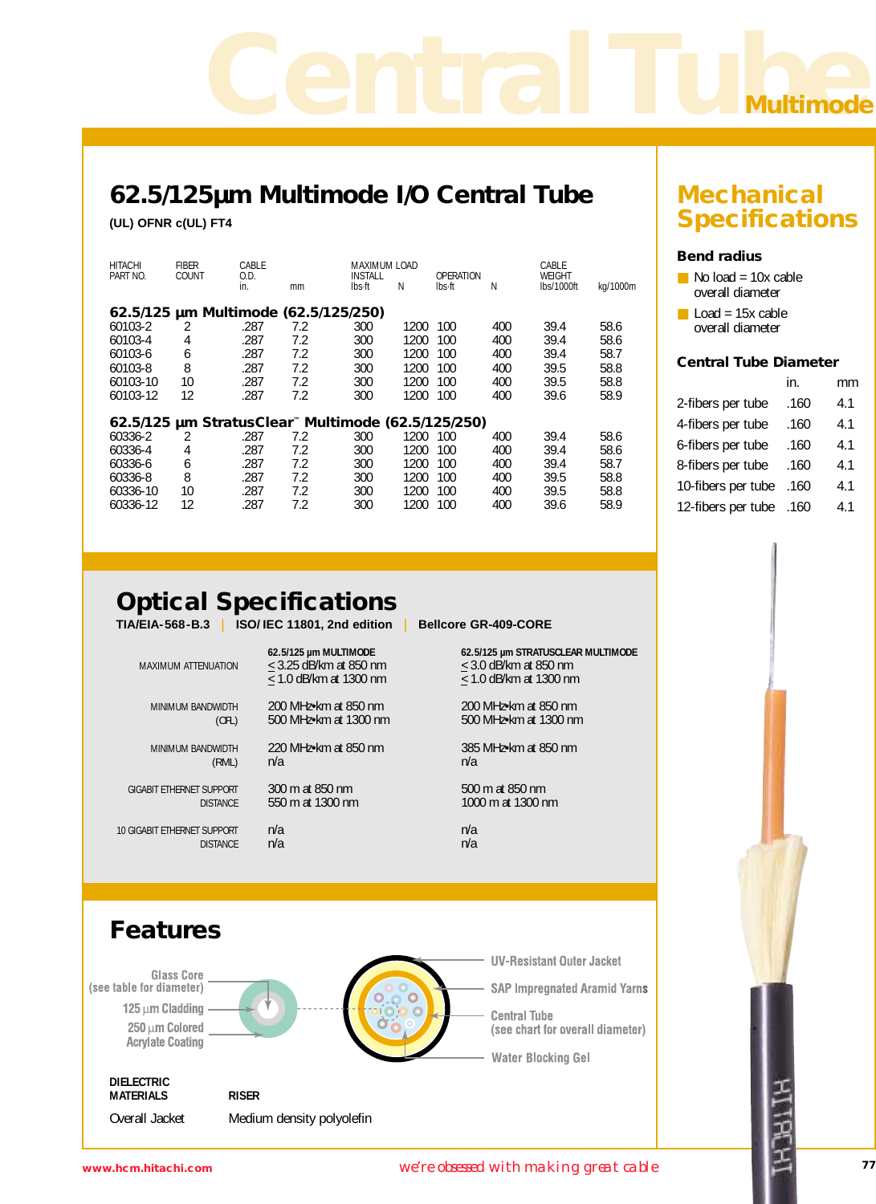# Central Tube Multimode

## 62.5/125µm Multimode I/O Central Tube

**(UL) OFNR c(UL) FT4**

| HITACHI PART NO. | FIBER COUNT | CABLE O.D. in. | mm | MAXIMUM LOAD INSTALL lbs·ft | N | OPERATION lbs·ft | N | CABLE WEIGHT lbs/1000ft | kg/1000m |
|---|---|---|---|---|---|---|---|---|---|
| **62.5/125 µm Multimode (62.5/125/250)** | | | | | | | | | |
| 60103-2 | 2 | .287 | 7.2 | 300 | 1200 | 100 | 400 | 39.4 | 58.6 |
| 60103-4 | 4 | .287 | 7.2 | 300 | 1200 | 100 | 400 | 39.4 | 58.6 |
| 60103-6 | 6 | .287 | 7.2 | 300 | 1200 | 100 | 400 | 39.4 | 58.7 |
| 60103-8 | 8 | .287 | 7.2 | 300 | 1200 | 100 | 400 | 39.5 | 58.8 |
| 60103-10 | 10 | .287 | 7.2 | 300 | 1200 | 100 | 400 | 39.5 | 58.8 |
| 60103-12 | 12 | .287 | 7.2 | 300 | 1200 | 100 | 400 | 39.6 | 58.9 |
| **62.5/125 µm StratusClear™ Multimode (62.5/125/250)** | | | | | | | | | |
| 60336-2 | 2 | .287 | 7.2 | 300 | 1200 | 100 | 400 | 39.4 | 58.6 |
| 60336-4 | 4 | .287 | 7.2 | 300 | 1200 | 100 | 400 | 39.4 | 58.6 |
| 60336-6 | 6 | .287 | 7.2 | 300 | 1200 | 100 | 400 | 39.4 | 58.7 |
| 60336-8 | 8 | .287 | 7.2 | 300 | 1200 | 100 | 400 | 39.5 | 58.8 |
| 60336-10 | 10 | .287 | 7.2 | 300 | 1200 | 100 | 400 | 39.5 | 58.8 |
| 60336-12 | 12 | .287 | 7.2 | 300 | 1200 | 100 | 400 | 39.6 | 58.9 |

## Mechanical Specifications

### Bend radius

- No load = 10x cable overall diameter
- Load = 15x cable overall diameter

### Central Tube Diameter

| | in. | mm |
|---|---|---|
| 2-fibers per tube | .160 | 4.1 |
| 4-fibers per tube | .160 | 4.1 |
| 6-fibers per tube | .160 | 4.1 |
| 8-fibers per tube | .160 | 4.1 |
| 10-fibers per tube | .160 | 4.1 |
| 12-fibers per tube | .160 | 4.1 |

## Optical Specifications

**TIA/EIA-568-B.3 | ISO/ IEC 11801, 2nd edition | Bellcore GR-409-CORE**

| | 62.5/125 µm MULTIMODE | 62.5/125 µm STRATUSCLEAR MULTIMODE |
|---|---|---|
| MAXIMUM ATTENUATION | ≤ 3.25 dB/km at 850 nm<br>≤ 1.0 dB/km at 1300 nm | ≤ 3.0 dB/km at 850 nm<br>≤ 1.0 dB/km at 1300 nm |
| MINIMUM BANDWIDTH (OFL) | 200 MHz•km at 850 nm<br>500 MHz•km at 1300 nm | 200 MHz•km at 850 nm<br>500 MHz•km at 1300 nm |
| MINIMUM BANDWIDTH (RML) | 220 MHz•km at 850 nm<br>n/a | 385 MHz•km at 850 nm<br>n/a |
| GIGABIT ETHERNET SUPPORT DISTANCE | 300 m at 850 nm<br>550 m at 1300 nm | 500 m at 850 nm<br>1000 m at 1300 nm |
| 10 GIGABIT ETHERNET SUPPORT DISTANCE | n/a<br>n/a | n/a<br>n/a |

## Features

Glass Core (see table for diameter)
125 µm Cladding
250 µm Colored Acrylate Coating

UV-Resistant Outer Jacket
SAP Impregnated Aramid Yarns
Central Tube (see chart for overall diameter)
Water Blocking Gel

| DIELECTRIC MATERIALS | RISER |
|---|---|
| Overall Jacket | Medium density polyolefin |

www.hcm.hitachi.com

we're obsessed with making great cable